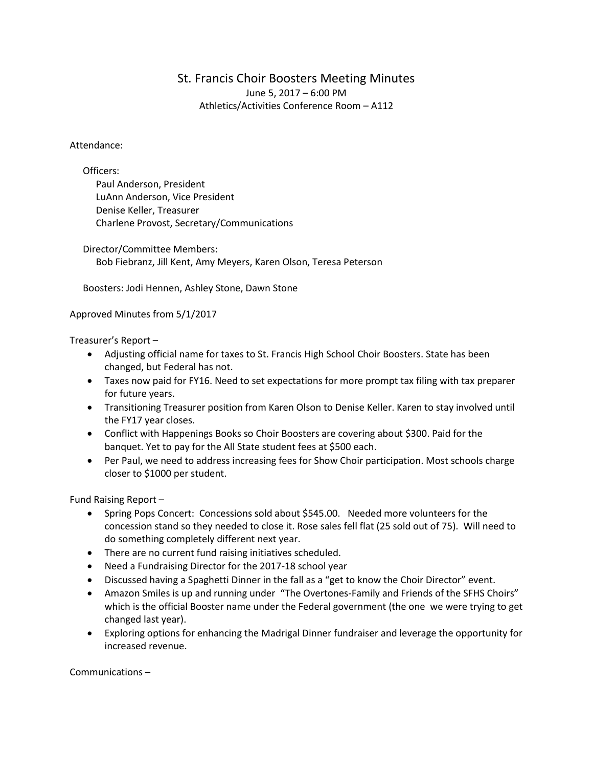# St. Francis Choir Boosters Meeting Minutes

June 5, 2017 – 6:00 PM
Athletics/Activities Conference Room – A112

Attendance:

Officers:
Paul Anderson, President
LuAnn Anderson, Vice President
Denise Keller, Treasurer
Charlene Provost, Secretary/Communications

Director/Committee Members:
Bob Fiebranz, Jill Kent, Amy Meyers, Karen Olson, Teresa Peterson

Boosters: Jodi Hennen, Ashley Stone, Dawn Stone

Approved Minutes from 5/1/2017

Treasurer's Report –

- Adjusting official name for taxes to St. Francis High School Choir Boosters. State has been changed, but Federal has not.
- Taxes now paid for FY16. Need to set expectations for more prompt tax filing with tax preparer for future years.
- Transitioning Treasurer position from Karen Olson to Denise Keller. Karen to stay involved until the FY17 year closes.
- Conflict with Happenings Books so Choir Boosters are covering about $300. Paid for the banquet. Yet to pay for the All State student fees at $500 each.
- Per Paul, we need to address increasing fees for Show Choir participation. Most schools charge closer to $1000 per student.

Fund Raising Report –

- Spring Pops Concert: Concessions sold about $545.00. Needed more volunteers for the concession stand so they needed to close it. Rose sales fell flat (25 sold out of 75). Will need to do something completely different next year.
- There are no current fund raising initiatives scheduled.
- Need a Fundraising Director for the 2017-18 school year
- Discussed having a Spaghetti Dinner in the fall as a "get to know the Choir Director" event.
- Amazon Smiles is up and running under "The Overtones-Family and Friends of the SFHS Choirs" which is the official Booster name under the Federal government (the one we were trying to get changed last year).
- Exploring options for enhancing the Madrigal Dinner fundraiser and leverage the opportunity for increased revenue.

Communications –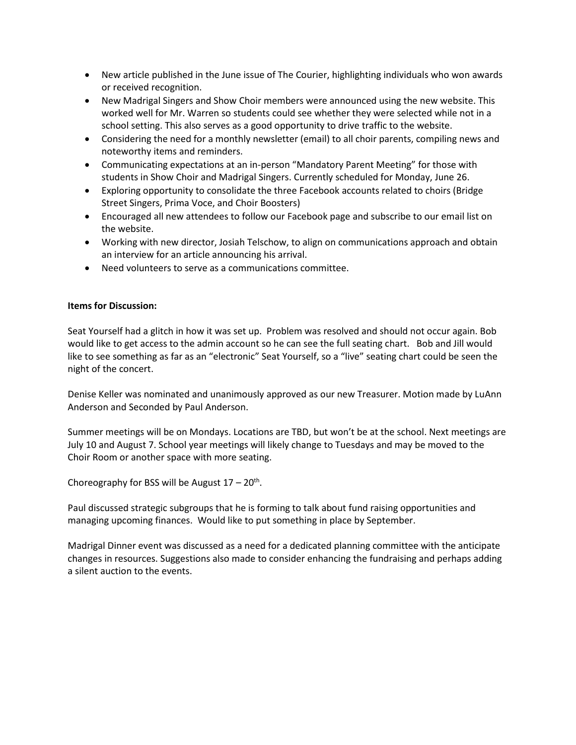- New article published in the June issue of The Courier, highlighting individuals who won awards or received recognition.
- New Madrigal Singers and Show Choir members were announced using the new website. This worked well for Mr. Warren so students could see whether they were selected while not in a school setting. This also serves as a good opportunity to drive traffic to the website.
- Considering the need for a monthly newsletter (email) to all choir parents, compiling news and noteworthy items and reminders.
- Communicating expectations at an in-person "Mandatory Parent Meeting" for those with students in Show Choir and Madrigal Singers. Currently scheduled for Monday, June 26.
- Exploring opportunity to consolidate the three Facebook accounts related to choirs (Bridge Street Singers, Prima Voce, and Choir Boosters)
- Encouraged all new attendees to follow our Facebook page and subscribe to our email list on the website.
- Working with new director, Josiah Telschow, to align on communications approach and obtain an interview for an article announcing his arrival.
- Need volunteers to serve as a communications committee.

**Items for Discussion:**

Seat Yourself had a glitch in how it was set up. Problem was resolved and should not occur again. Bob would like to get access to the admin account so he can see the full seating chart. Bob and Jill would like to see something as far as an "electronic" Seat Yourself, so a "live" seating chart could be seen the night of the concert.

Denise Keller was nominated and unanimously approved as our new Treasurer. Motion made by LuAnn Anderson and Seconded by Paul Anderson.

Summer meetings will be on Mondays. Locations are TBD, but won't be at the school. Next meetings are July 10 and August 7. School year meetings will likely change to Tuesdays and may be moved to the Choir Room or another space with more seating.

Choreography for BSS will be August 17 – 20th.

Paul discussed strategic subgroups that he is forming to talk about fund raising opportunities and managing upcoming finances. Would like to put something in place by September.

Madrigal Dinner event was discussed as a need for a dedicated planning committee with the anticipate changes in resources. Suggestions also made to consider enhancing the fundraising and perhaps adding a silent auction to the events.